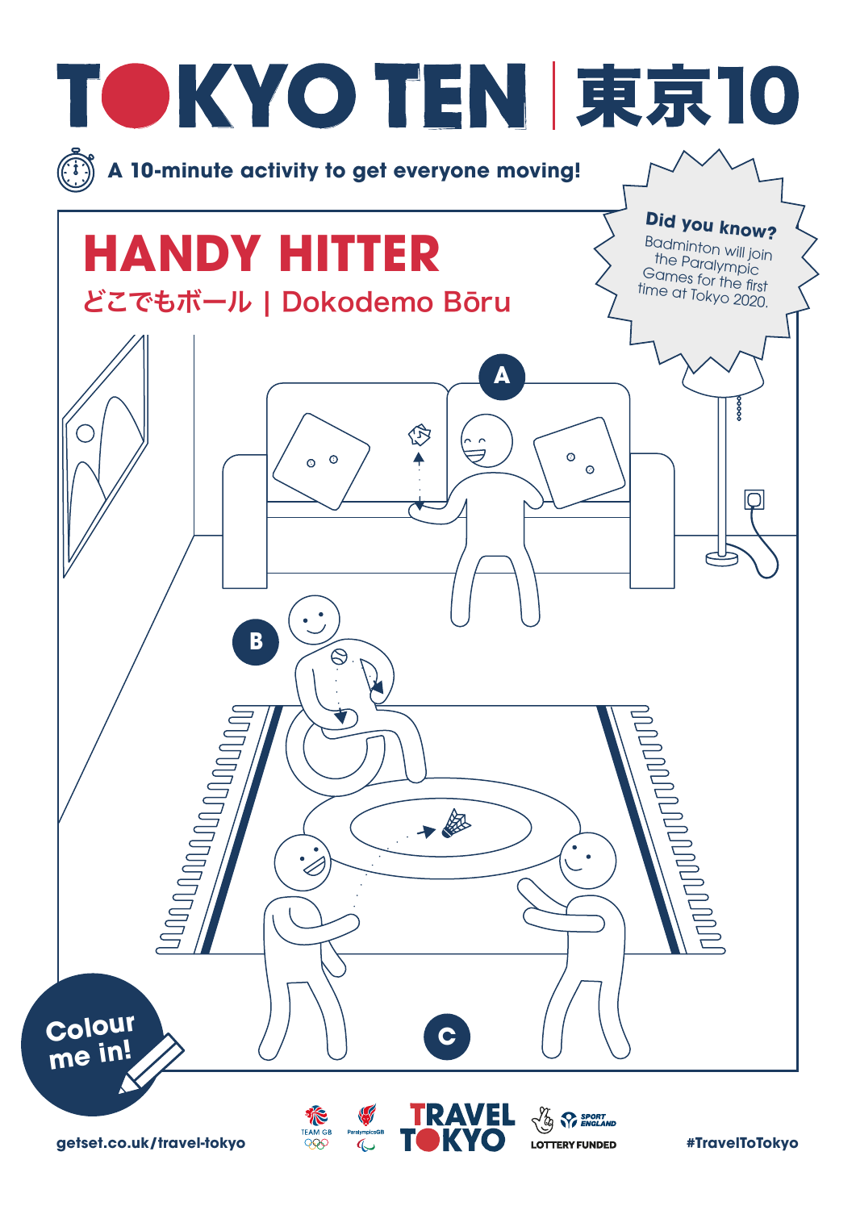# TOKYO TEN | 東京10

A 10-minute activity to get everyone moving!

## HANDY HITTER

どこでもボール | Dokodemo Bōru

**Did you know?**
Badminton will join the Paralympic Games for the first time at Tokyo 2020.

A

B

C

Colour me in!

getset.co.uk/travel-tokyo

TEAM GB ParalympicsGB TRAVEL TOKYO SPORT ENGLAND LOTTERY FUNDED

#TravelToTokyo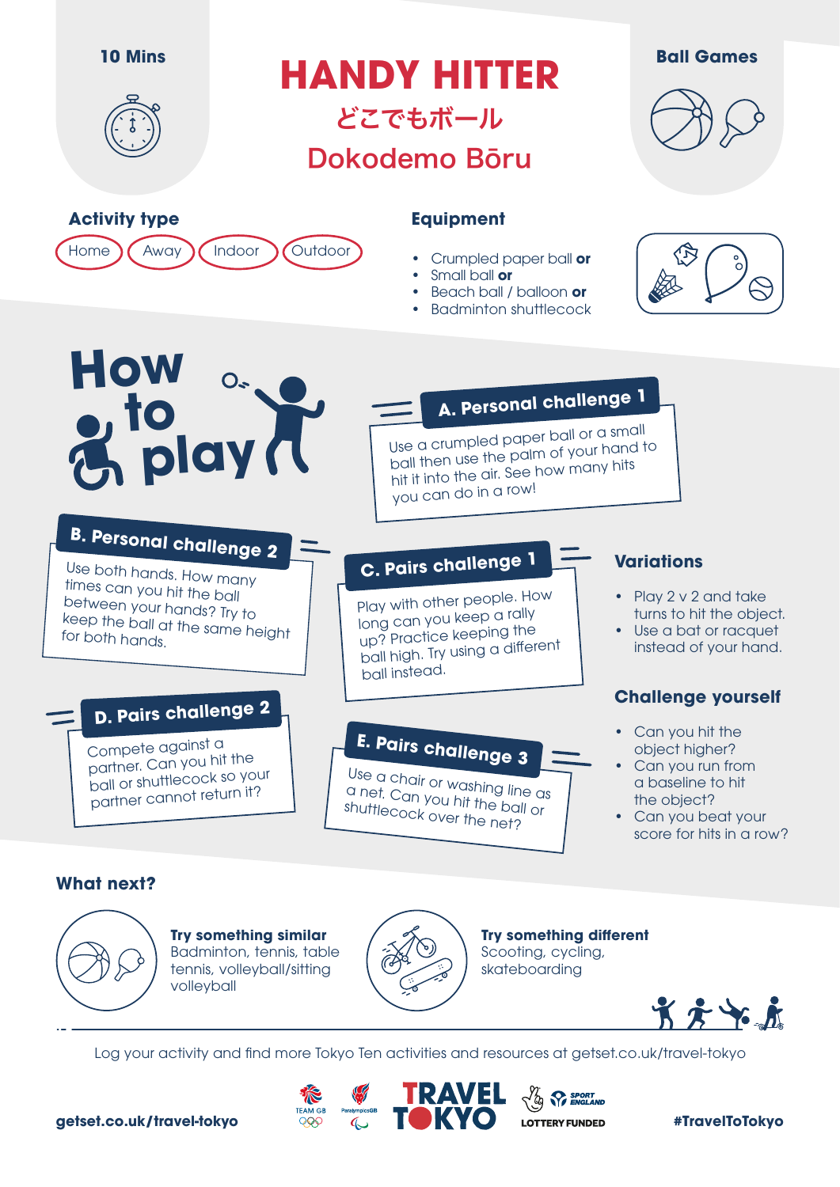10 Mins

# HANDY HITTER

## どこでもボール

## Dokodemo Bōru

Ball Games

### Activity type

Home | Away | Indoor | Outdoor

### Equipment

- Crumpled paper ball **or**
- Small ball **or**
- Beach ball / balloon **or**
- Badminton shuttlecock

## How to play

### A. Personal challenge 1

Use a crumpled paper ball or a small ball then use the palm of your hand to hit it into the air. See how many hits you can do in a row!

### B. Personal challenge 2

Use both hands. How many times can you hit the ball between your hands? Try to keep the ball at the same height for both hands.

### C. Pairs challenge 1

Play with other people. How long can you keep a rally up? Practice keeping the ball high. Try using a different ball instead.

### D. Pairs challenge 2

Compete against a partner. Can you hit the ball or shuttlecock so your partner cannot return it?

### E. Pairs challenge 3

Use a chair or washing line as a net. Can you hit the ball or shuttlecock over the net?

### Variations

- Play 2 v 2 and take turns to hit the object.
- Use a bat or racquet instead of your hand.

### Challenge yourself

- Can you hit the object higher?
- Can you run from a baseline to hit the object?
- Can you beat your score for hits in a row?

### What next?

**Try something similar**
Badminton, tennis, table tennis, volleyball/sitting volleyball

**Try something different**
Scooting, cycling, skateboarding

Log your activity and find more Tokyo Ten activities and resources at getset.co.uk/travel-tokyo

**getset.co.uk/travel-tokyo**

TEAM GB | ParalympicsGB | TRAVEL TOKYO | LOTTERY FUNDED | SPORT ENGLAND

**#TravelToTokyo**